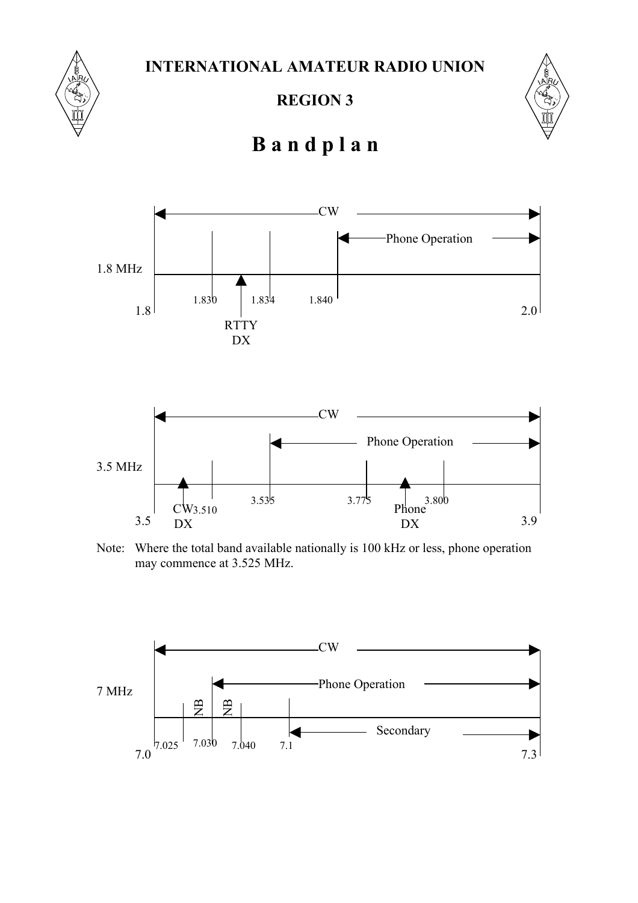# INTERNATIONAL AMATEUR RADIO UNION

## REGION 3

# B a n d p l a n

1.8 MHz

CW

Phone Operation

1.8 1.830 1.834 1.840 2.0

RTTY DX

3.5 MHz

CW

Phone Operation

3.5 3.510 3.535 3.775 3.800 3.9

CW DX

Phone DX

Note: Where the total band available nationally is 100 kHz or less, phone operation may commence at 3.525 MHz.

7 MHz

CW

Phone Operation

NB NB

Secondary

7.0 7.025 7.030 7.040 7.1 7.3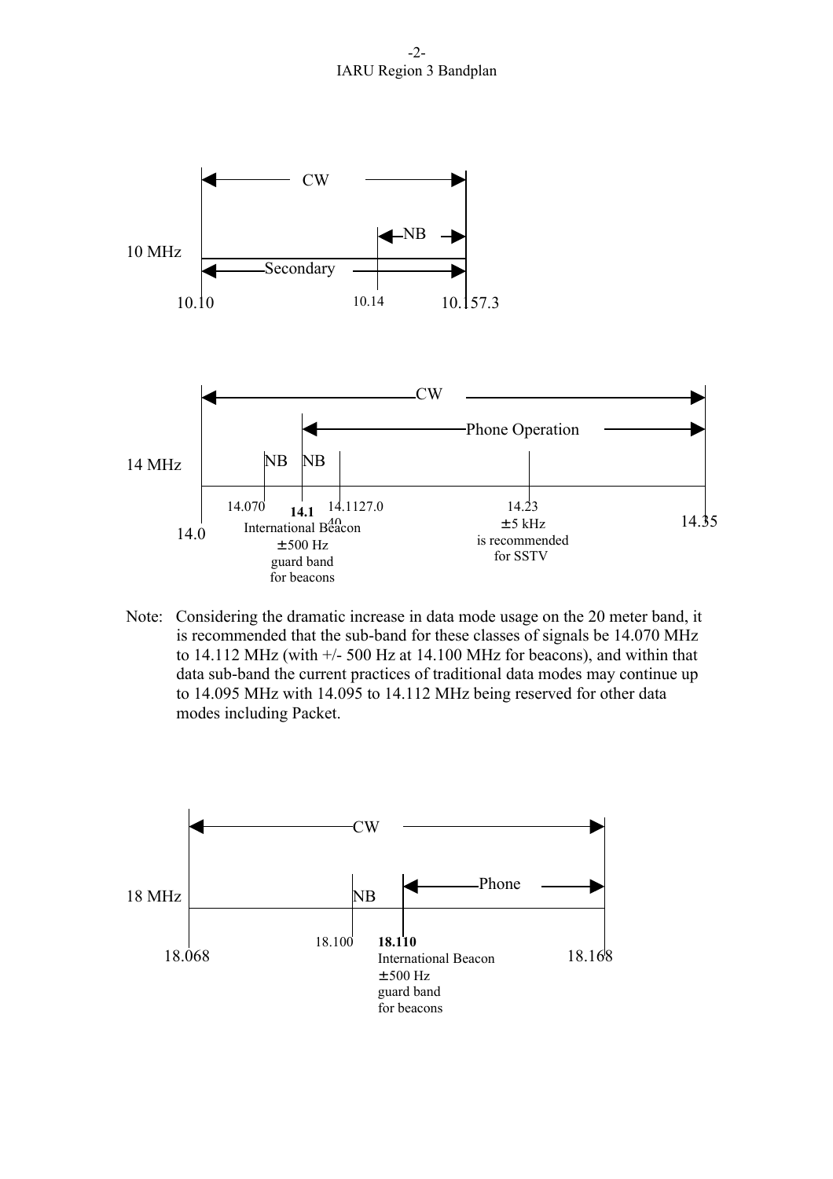10 MHz

CW

NB

Secondary

10.10 &nbsp;&nbsp; 10.14 &nbsp;&nbsp; 10.157.3

14 MHz

CW

Phone Operation

NB &nbsp; NB

14.0 &nbsp;&nbsp; 14.070 &nbsp;&nbsp; **14.1** &nbsp;&nbsp; 14.1127.0 40 &nbsp;&nbsp; 14.23 &nbsp;&nbsp; 14.35

International Beacon
± 500 Hz
guard band
for beacons

14.23
± 5 kHz
is recommended
for SSTV

Note: Considering the dramatic increase in data mode usage on the 20 meter band, it is recommended that the sub-band for these classes of signals be 14.070 MHz to 14.112 MHz (with +/- 500 Hz at 14.100 MHz for beacons), and within that data sub-band the current practices of traditional data modes may continue up to 14.095 MHz with 14.095 to 14.112 MHz being reserved for other data modes including Packet.

18 MHz

CW

NB

Phone

18.068 &nbsp;&nbsp; 18.100 &nbsp;&nbsp; **18.110** &nbsp;&nbsp; 18.168

International Beacon
± 500 Hz
guard band
for beacons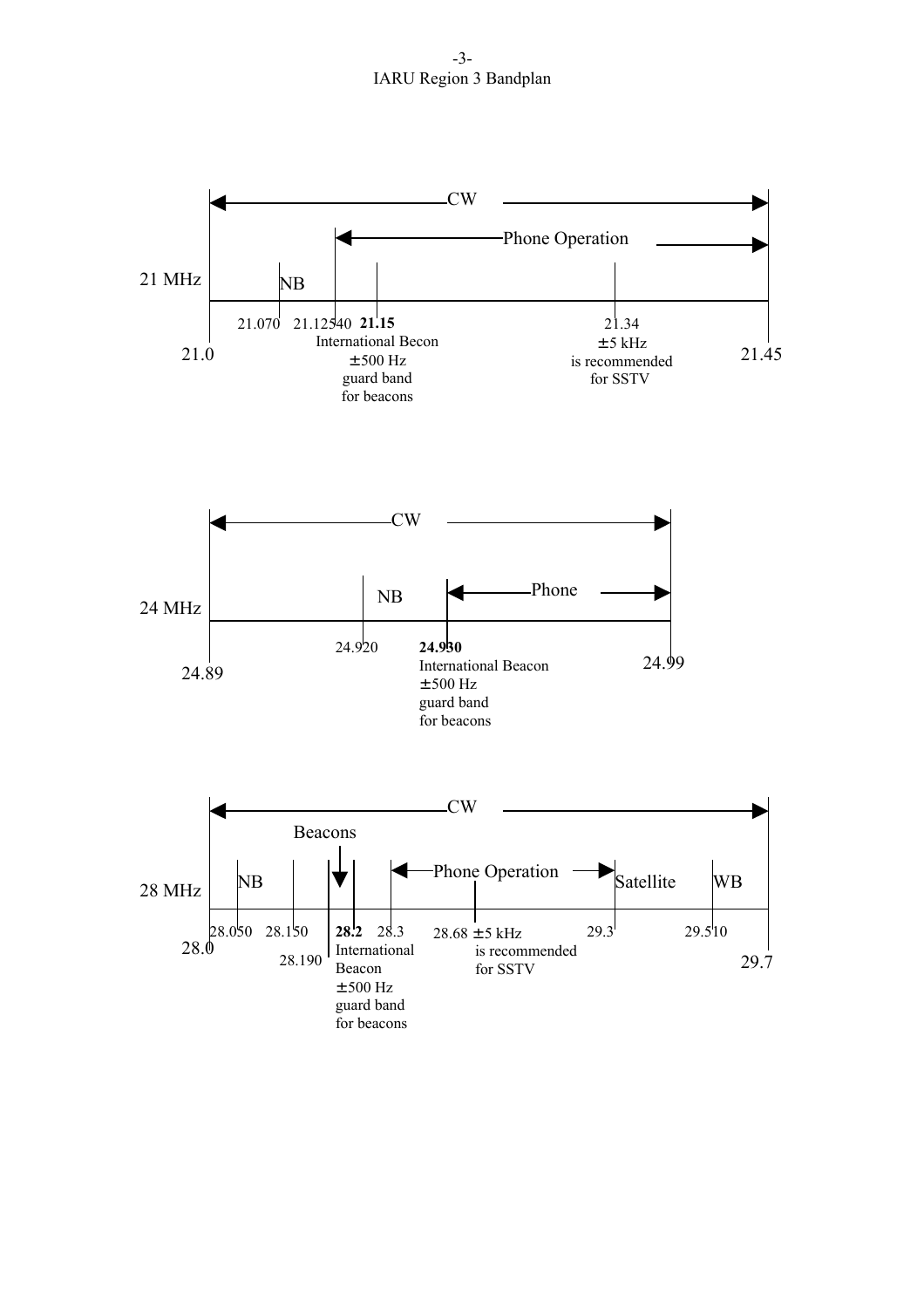IARU Region 3 Bandplan

**21 MHz**

- CW: 21.0 – 21.45
- Phone Operation: 21.125 – 21.45
- NB: 21.070 – 21.125
- 21.070
- 21.12540
- **21.15** International Becon ±500 Hz guard band for beacons
- 21.34 ±5 kHz is recommended for SSTV
- 21.0
- 21.45

**24 MHz**

- CW: 24.89 – 24.99
- Phone: 24.930 – 24.99
- NB: 24.920 – 24.930
- 24.920
- **24.930** International Beacon ±500 Hz guard band for beacons
- 24.89
- 24.99

**28 MHz**

- CW: 28.0 – 29.7
- NB: 28.050 – 28.150
- Beacons: 28.190 – 28.2
- Phone Operation: 28.3 – 29.3
- Satellite: 29.3 – 29.510
- WB: 29.510 – 29.7
- 28.050
- 28.150
- 28.190
- **28.2** International Beacon ±500 Hz guard band for beacons
- 28.3
- 28.68 ±5 kHz is recommended for SSTV
- 29.3
- 29.510
- 28.0
- 29.7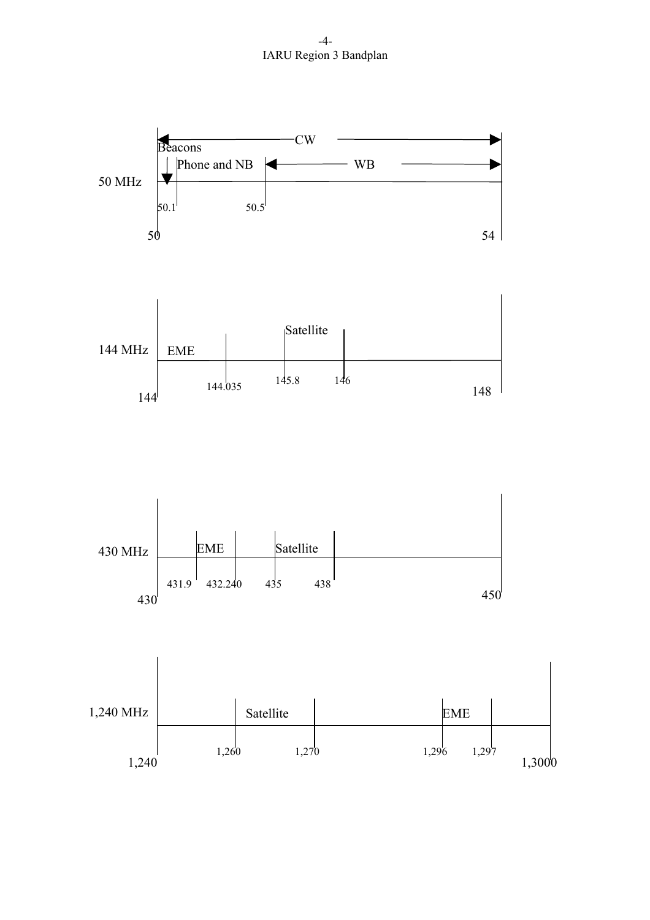IARU Region 3 Bandplan

50 MHz

CW

Beacons

Phone and NB

WB

50.1

50.5

50

54

144 MHz

EME

Satellite

144.035

145.8

146

144

148

430 MHz

EME

Satellite

431.9

432.240

435

438

430

450

1,240 MHz

Satellite

EME

1,260

1,270

1,296

1,297

1,240

1,3000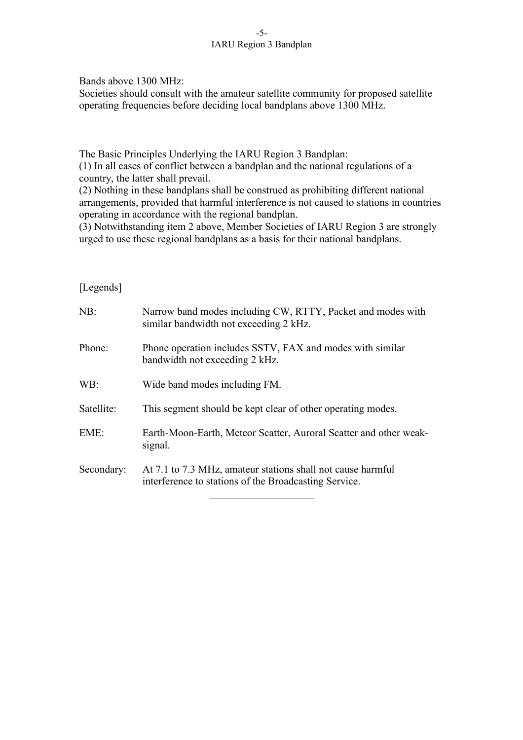Bands above 1300 MHz:
Societies should consult with the amateur satellite community for proposed satellite operating frequencies before deciding local bandplans above 1300 MHz.

The Basic Principles Underlying the IARU Region 3 Bandplan:
(1) In all cases of conflict between a bandplan and the national regulations of a country, the latter shall prevail.
(2) Nothing in these bandplans shall be construed as prohibiting different national arrangements, provided that harmful interference is not caused to stations in countries operating in accordance with the regional bandplan.
(3) Notwithstanding item 2 above, Member Societies of IARU Region 3 are strongly urged to use these regional bandplans as a basis for their national bandplans.

[Legends]

| | |
|---|---|
| NB: | Narrow band modes including CW, RTTY, Packet and modes with similar bandwidth not exceeding 2 kHz. |
| Phone: | Phone operation includes SSTV, FAX and modes with similar bandwidth not exceeding 2 kHz. |
| WB: | Wide band modes including FM. |
| Satellite: | This segment should be kept clear of other operating modes. |
| EME: | Earth-Moon-Earth, Meteor Scatter, Auroral Scatter and other weak-signal. |
| Secondary: | At 7.1 to 7.3 MHz, amateur stations shall not cause harmful interference to stations of the Broadcasting Service. |